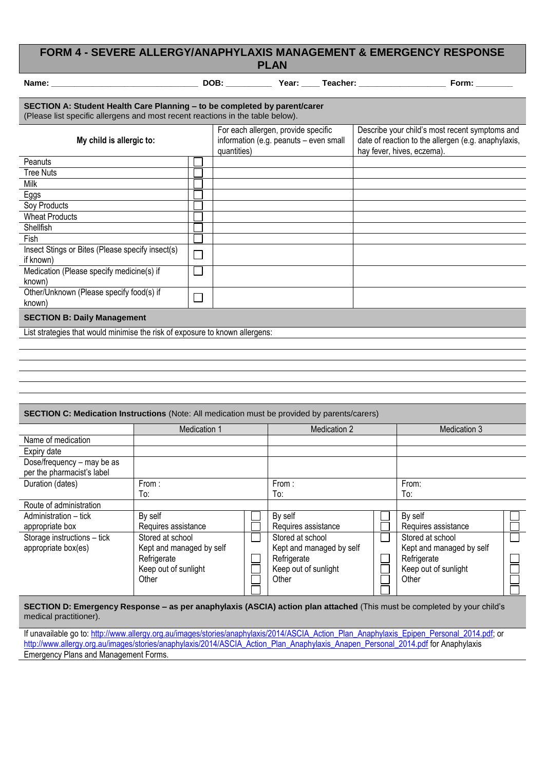# FORM 4 - SEVERE ALLERGY/ANAPHYLAXIS MANAGEMENT & EMERGENCY RESPONSE PLAN

**Name:** ______________________________ **DOB:** __________ **Year:** ____ **Teacher:** __________________ **Form:** ________

## SECTION A: Student Health Care Planning – to be completed by parent/carer

(Please list specific allergens and most recent reactions in the table below).

| My child is allergic to: | | For each allergen, provide specific information (e.g. peanuts – even small quantities) | Describe your child's most recent symptoms and date of reaction to the allergen (e.g. anaphylaxis, hay fever, hives, eczema). |
|---|---|---|---|
| Peanuts | ☐ | | |
| Tree Nuts | ☐ | | |
| Milk | ☐ | | |
| Eggs | ☐ | | |
| Soy Products | ☐ | | |
| Wheat Products | ☐ | | |
| Shellfish | ☐ | | |
| Fish | ☐ | | |
| Insect Stings or Bites (Please specify insect(s) if known) | ☐ | | |
| Medication (Please specify medicine(s) if known) | ☐ | | |
| Other/Unknown (Please specify food(s) if known) | ☐ | | |

## SECTION B: Daily Management

List strategies that would minimise the risk of exposure to known allergens:

______________________________________________________________________

______________________________________________________________________

______________________________________________________________________

______________________________________________________________________

______________________________________________________________________

## SECTION C: Medication Instructions (Note: All medication must be provided by parents/carers)

| | Medication 1 | | Medication 2 | | Medication 3 | |
|---|---|---|---|---|---|---|
| Name of medication | | | | | | |
| Expiry date | | | | | | |
| Dose/frequency – may be as per the pharmacist's label | | | | | | |
| Duration (dates) | From :<br>To: | | From :<br>To: | | From:<br>To: | |
| Route of administration | | | | | | |
| Administration – tick appropriate box | By self<br>Requires assistance | ☐<br>☐ | By self<br>Requires assistance | ☐<br>☐ | By self<br>Requires assistance | ☐<br>☐ |
| Storage instructions – tick appropriate box(es) | Stored at school<br>Kept and managed by self<br>Refrigerate<br>Keep out of sunlight<br>Other | ☐<br>☐<br>☐<br>☐<br>☐ | Stored at school<br>Kept and managed by self<br>Refrigerate<br>Keep out of sunlight<br>Other | ☐<br>☐<br>☐<br>☐<br>☐ | Stored at school<br>Kept and managed by self<br>Refrigerate<br>Keep out of sunlight<br>Other | ☐<br>☐<br>☐<br>☐<br>☐ |

## SECTION D: Emergency Response – as per anaphylaxis (ASCIA) action plan attached (This must be completed by your child's medical practitioner).

If unavailable go to: http://www.allergy.org.au/images/stories/anaphylaxis/2014/ASCIA_Action_Plan_Anaphylaxis_Epipen_Personal_2014.pdf; or http://www.allergy.org.au/images/stories/anaphylaxis/2014/ASCIA_Action_Plan_Anaphylaxis_Anapen_Personal_2014.pdf for Anaphylaxis Emergency Plans and Management Forms.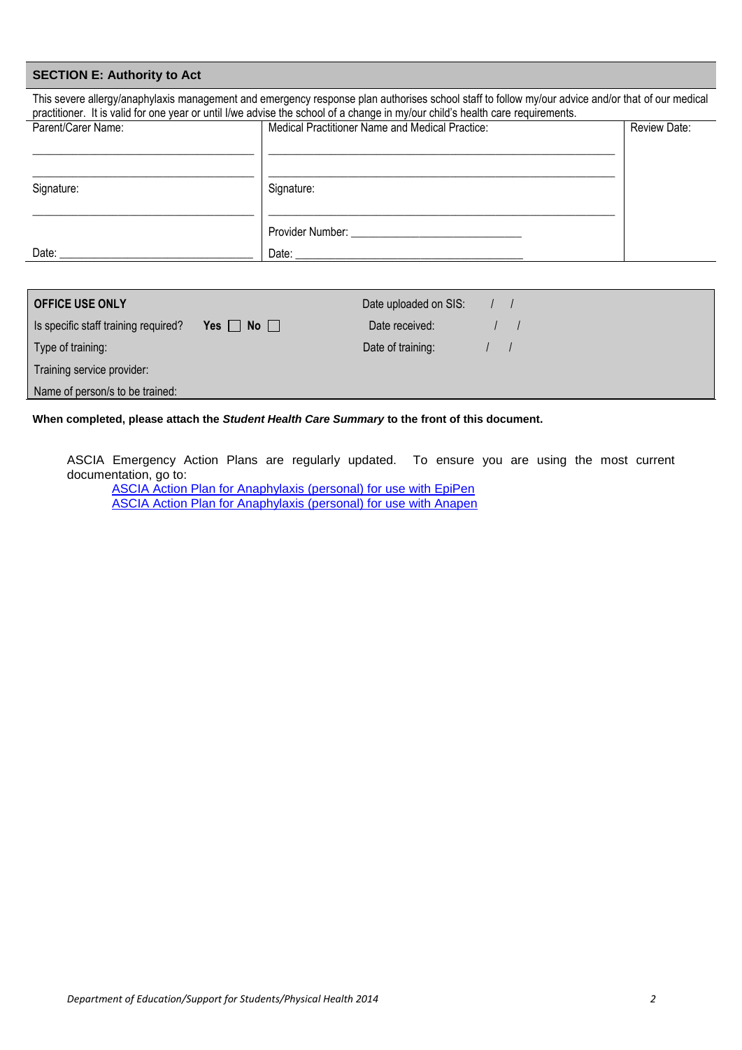## SECTION E: Authority to Act

This severe allergy/anaphylaxis management and emergency response plan authorises school staff to follow my/our advice and/or that of our medical practitioner. It is valid for one year or until I/we advise the school of a change in my/our child's health care requirements.

| Parent/Carer Name: | Medical Practitioner Name and Medical Practice: | Review Date: |
| --- | --- | --- |
| ___________________________ | ___________________________ | |
| ___________________________ | ___________________________ | |
| Signature: | Signature: | |
| ___________________________ | ___________________________ | |
| | Provider Number: ___________________ | |
| Date: ___________________ | Date: ___________________ | |

| OFFICE USE ONLY | | Date uploaded on SIS: | / / |
| --- | --- | --- | --- |
| Is specific staff training required? | **Yes** ☐ **No** ☐ | Date received: | / / |
| Type of training: | | Date of training: | / / |
| Training service provider: | | | |
| Name of person/s to be trained: | | | |

**When completed, please attach the *Student Health Care Summary* to the front of this document.**

ASCIA Emergency Action Plans are regularly updated. To ensure you are using the most current documentation, go to:

[ASCIA Action Plan for Anaphylaxis (personal) for use with EpiPen]
[ASCIA Action Plan for Anaphylaxis (personal) for use with Anapen]

*Department of Education/Support for Students/Physical Health 2014*